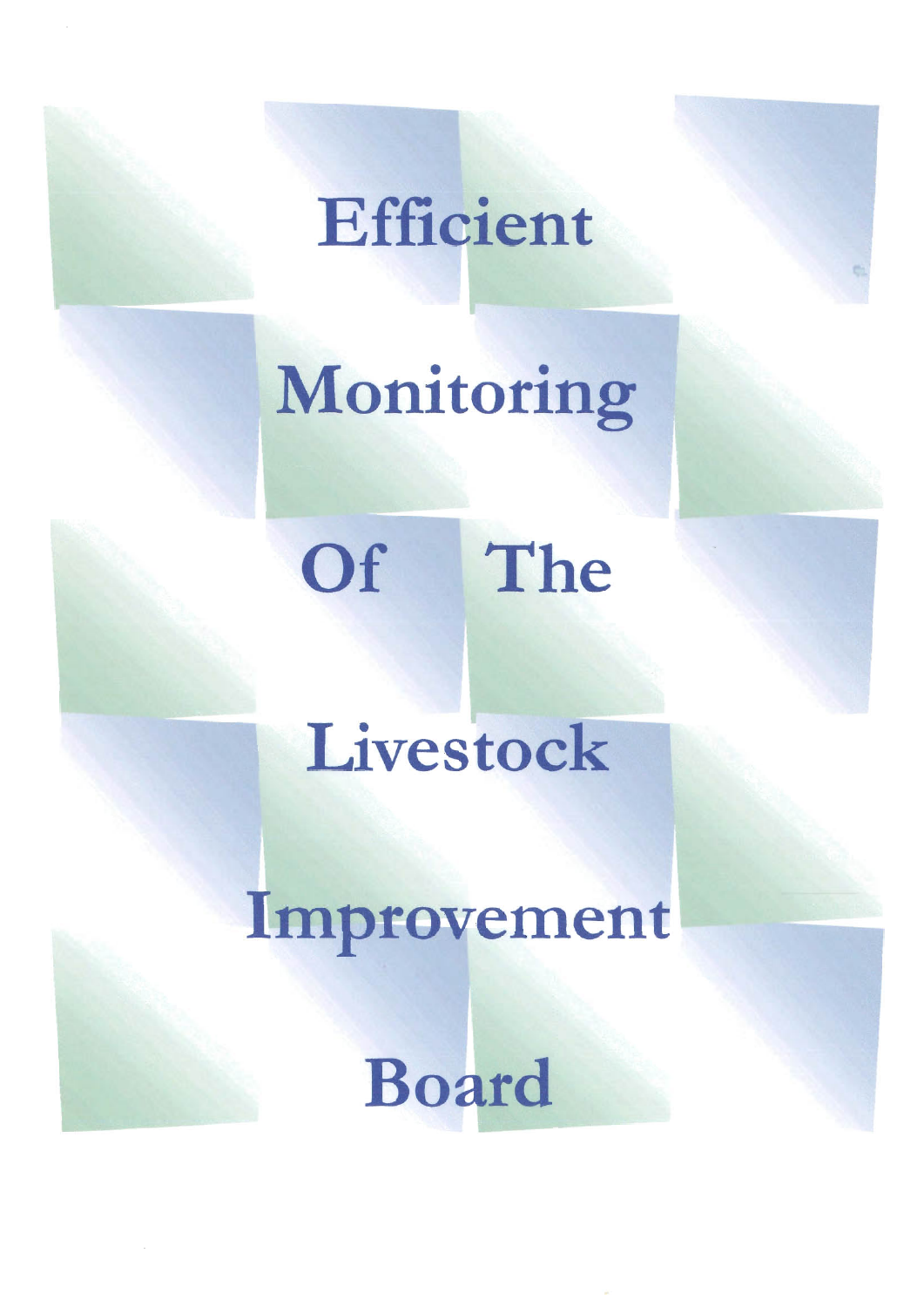# Efficient Monitoring Of The Livestock Improvement Board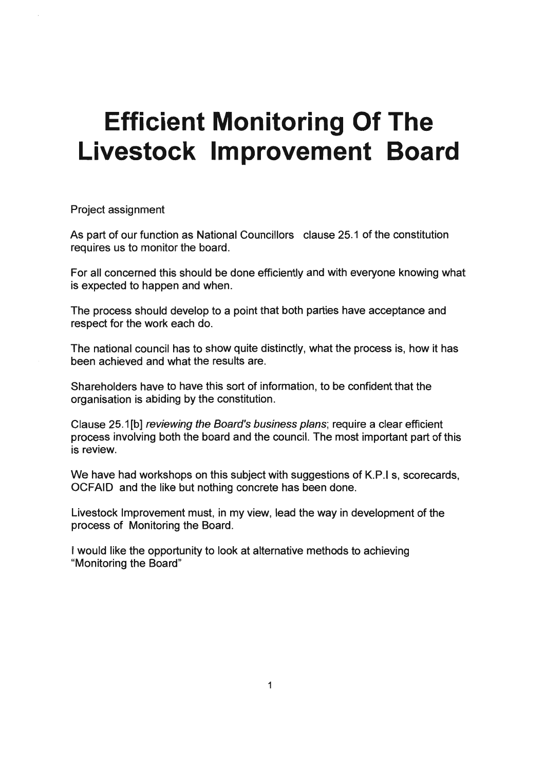# Efficient Monitoring Of The Livestock Improvement Board

Project assignment

As part of our function as National Councillors clause 25.1 of the constitution requires us to monitor the board.

For all concerned this should be done efficiently and with everyone knowing what is expected to happen and when.

The process should develop to a point that both parties have acceptance and respect for the work each do.

The national council has to show quite distinctly, what the process is, how it has been achieved and what the results are.

Shareholders have to have this sort of information, to be confident that the organisation is abiding by the constitution.

Clause 25.1[b] *reviewing the Board's business plans*; require a clear efficient process involving both the board and the council. The most important part of this is review.

We have had workshops on this subject with suggestions of K.P.I s, scorecards, OCFAID and the like but nothing concrete has been done.

Livestock Improvement must, in my view, lead the way in development of the process of Monitoring the Board.

I would like the opportunity to look at alternative methods to achieving "Monitoring the Board"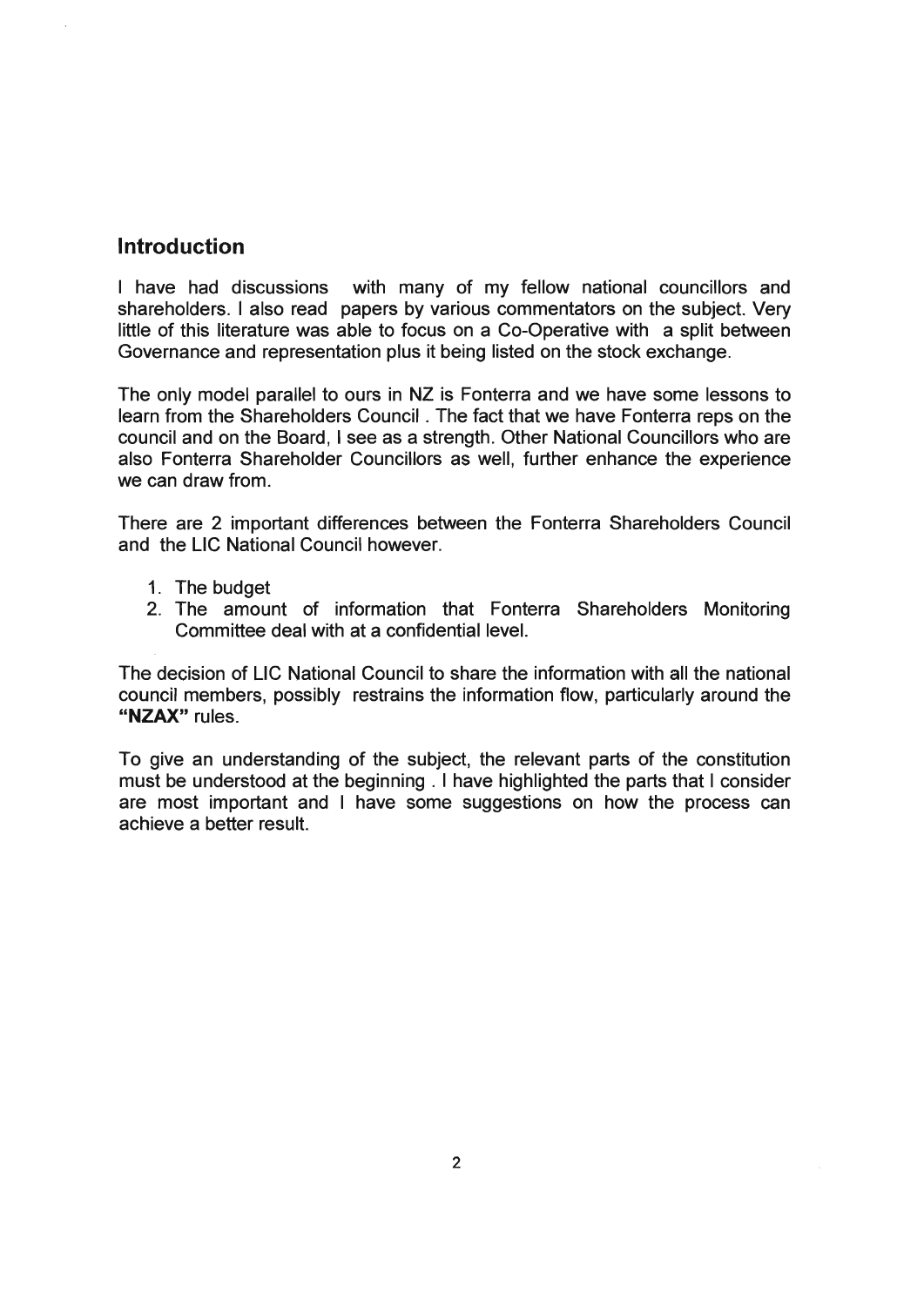## Introduction

I have had discussions with many of my fellow national councillors and shareholders. I also read papers by various commentators on the subject. Very little of this literature was able to focus on a Co-Operative with a split between Governance and representation plus it being listed on the stock exchange.

The only model parallel to ours in NZ is Fonterra and we have some lessons to learn from the Shareholders Council . The fact that we have Fonterra reps on the council and on the Board, I see as a strength. Other National Councillors who are also Fonterra Shareholder Councillors as well, further enhance the experience we can draw from.

There are 2 important differences between the Fonterra Shareholders Council and the LIC National Council however.

1. The budget
2. The amount of information that Fonterra Shareholders Monitoring Committee deal with at a confidential level.

The decision of LIC National Council to share the information with all the national council members, possibly restrains the information flow, particularly around the **"NZAX"** rules.

To give an understanding of the subject, the relevant parts of the constitution must be understood at the beginning . I have highlighted the parts that I consider are most important and I have some suggestions on how the process can achieve a better result.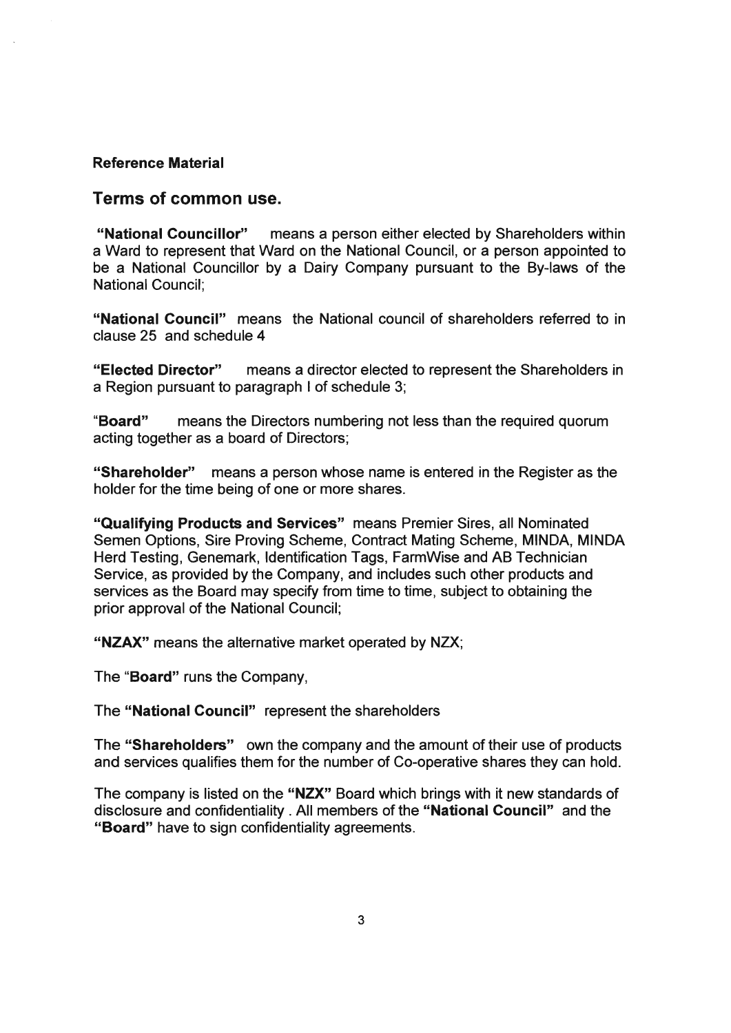**Reference Material**

## Terms of common use.

**"National Councillor"** means a person either elected by Shareholders within a Ward to represent that Ward on the National Council, or a person appointed to be a National Councillor by a Dairy Company pursuant to the By-laws of the National Council;

**"National Council"** means the National council of shareholders referred to in clause 25 and schedule 4

**"Elected Director"** means a director elected to represent the Shareholders in a Region pursuant to paragraph I of schedule 3;

"**Board**" means the Directors numbering not less than the required quorum acting together as a board of Directors;

**"Shareholder"** means a person whose name is entered in the Register as the holder for the time being of one or more shares.

**"Qualifying Products and Services"** means Premier Sires, all Nominated Semen Options, Sire Proving Scheme, Contract Mating Scheme, MINDA, MINDA Herd Testing, Genemark, Identification Tags, FarmWise and AB Technician Service, as provided by the Company, and includes such other products and services as the Board may specify from time to time, subject to obtaining the prior approval of the National Council;

**"NZAX"** means the alternative market operated by NZX;

The "**Board**" runs the Company,

The **"National Council"** represent the shareholders

The **"Shareholders"** own the company and the amount of their use of products and services qualifies them for the number of Co-operative shares they can hold.

The company is listed on the **"NZX"** Board which brings with it new standards of disclosure and confidentiality . All members of the **"National Council"** and the **"Board"** have to sign confidentiality agreements.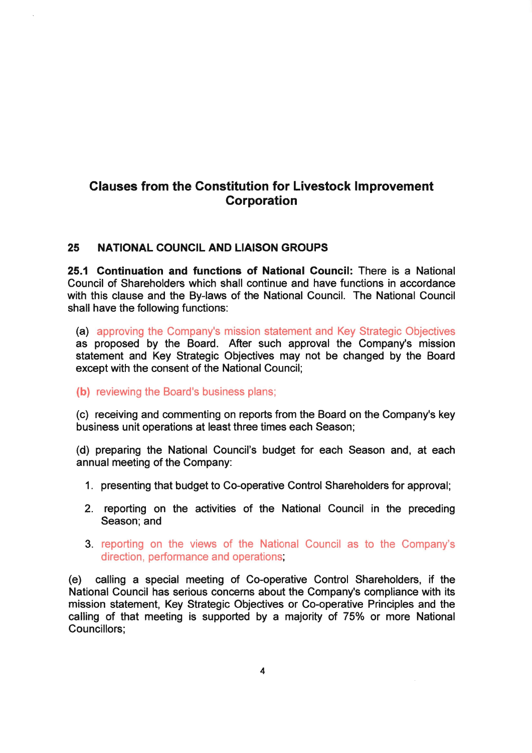# Clauses from the Constitution for Livestock Improvement Corporation

## 25 NATIONAL COUNCIL AND LIAISON GROUPS

**25.1 Continuation and functions of National Council:** There is a National Council of Shareholders which shall continue and have functions in accordance with this clause and the By-laws of the National Council. The National Council shall have the following functions:

(a) approving the Company's mission statement and Key Strategic Objectives as proposed by the Board. After such approval the Company's mission statement and Key Strategic Objectives may not be changed by the Board except with the consent of the National Council;

**(b)** reviewing the Board's business plans;

(c) receiving and commenting on reports from the Board on the Company's key business unit operations at least three times each Season;

(d) preparing the National Council's budget for each Season and, at each annual meeting of the Company:

1. presenting that budget to Co-operative Control Shareholders for approval;
2. reporting on the activities of the National Council in the preceding Season; and
3. reporting on the views of the National Council as to the Company's direction, performance and operations;

(e) calling a special meeting of Co-operative Control Shareholders, if the National Council has serious concerns about the Company's compliance with its mission statement, Key Strategic Objectives or Co-operative Principles and the calling of that meeting is supported by a majority of 75% or more National Councillors;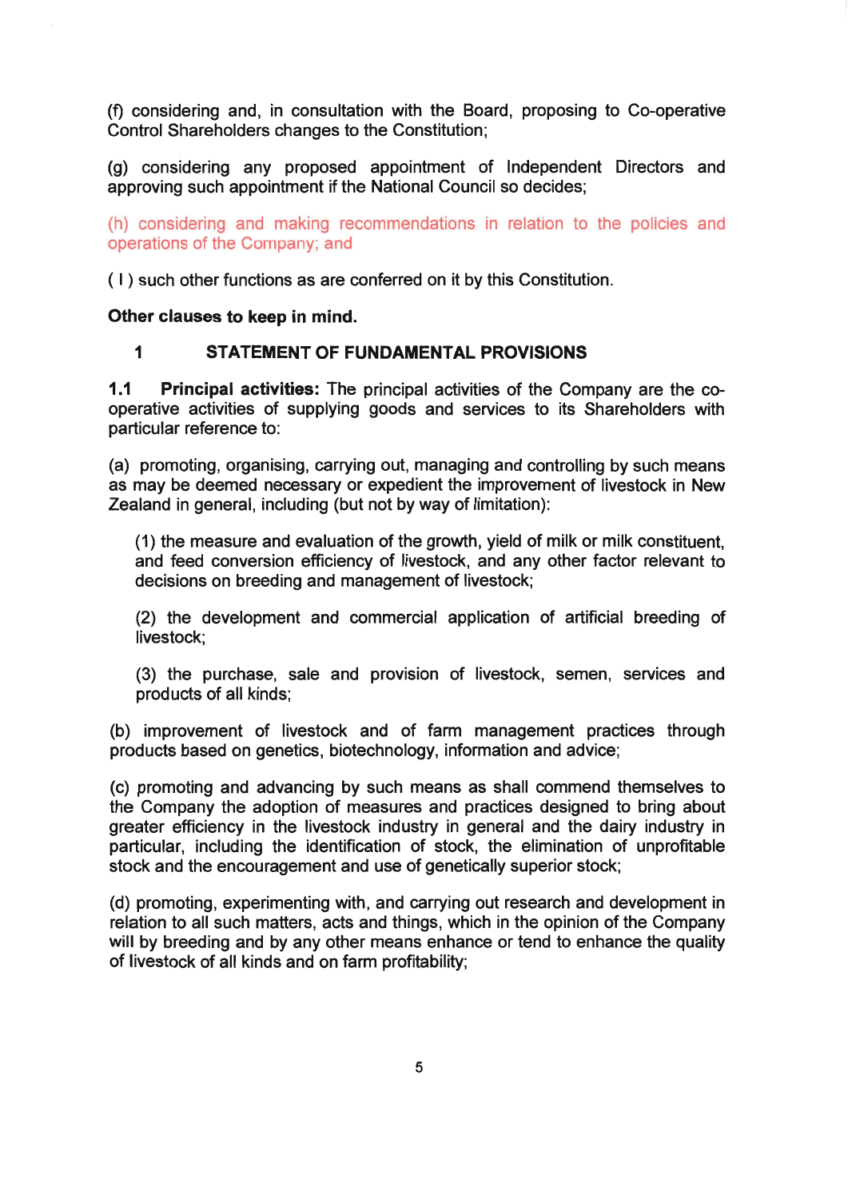(f) considering and, in consultation with the Board, proposing to Co-operative Control Shareholders changes to the Constitution;

(g) considering any proposed appointment of Independent Directors and approving such appointment if the National Council so decides;

(h) considering and making recommendations in relation to the policies and operations of the Company; and

( I ) such other functions as are conferred on it by this Constitution.

**Other clauses to keep in mind.**

## 1 STATEMENT OF FUNDAMENTAL PROVISIONS

**1.1 Principal activities:** The principal activities of the Company are the co-operative activities of supplying goods and services to its Shareholders with particular reference to:

(a) promoting, organising, carrying out, managing and controlling by such means as may be deemed necessary or expedient the improvement of livestock in New Zealand in general, including (but not by way of limitation):

> (1) the measure and evaluation of the growth, yield of milk or milk constituent, and feed conversion efficiency of livestock, and any other factor relevant to decisions on breeding and management of livestock;
>
> (2) the development and commercial application of artificial breeding of livestock;
>
> (3) the purchase, sale and provision of livestock, semen, services and products of all kinds;

(b) improvement of livestock and of farm management practices through products based on genetics, biotechnology, information and advice;

(c) promoting and advancing by such means as shall commend themselves to the Company the adoption of measures and practices designed to bring about greater efficiency in the livestock industry in general and the dairy industry in particular, including the identification of stock, the elimination of unprofitable stock and the encouragement and use of genetically superior stock;

(d) promoting, experimenting with, and carrying out research and development in relation to all such matters, acts and things, which in the opinion of the Company will by breeding and by any other means enhance or tend to enhance the quality of livestock of all kinds and on farm profitability;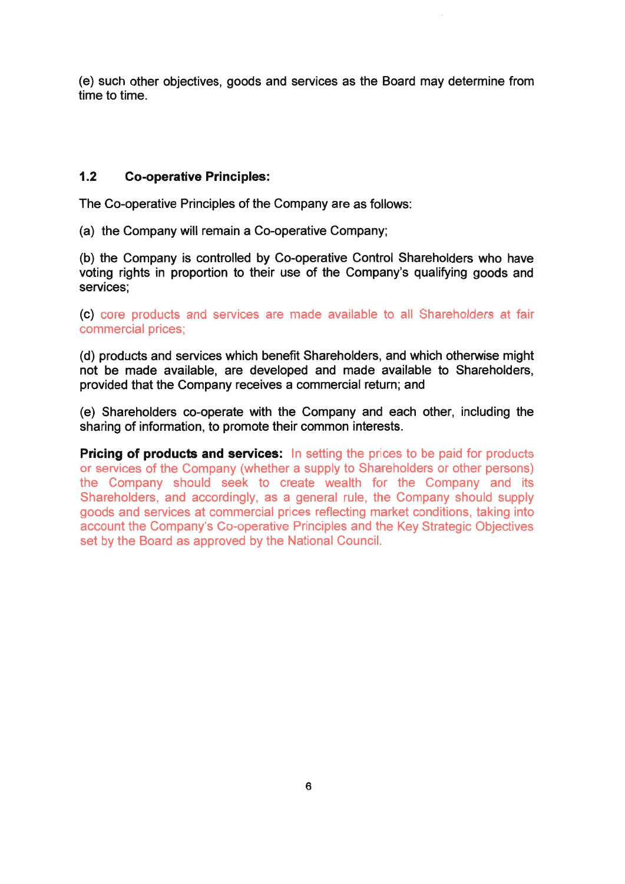(e) such other objectives, goods and services as the Board may determine from time to time.

### 1.2 Co-operative Principles:

The Co-operative Principles of the Company are as follows:

(a) the Company will remain a Co-operative Company;

(b) the Company is controlled by Co-operative Control Shareholders who have voting rights in proportion to their use of the Company's qualifying goods and services;

(c) core products and services are made available to all Shareholders at fair commercial prices;

(d) products and services which benefit Shareholders, and which otherwise might not be made available, are developed and made available to Shareholders, provided that the Company receives a commercial return; and

(e) Shareholders co-operate with the Company and each other, including the sharing of information, to promote their common interests.

**Pricing of products and services:** In setting the prices to be paid for products or services of the Company (whether a supply to Shareholders or other persons) the Company should seek to create wealth for the Company and its Shareholders, and accordingly, as a general rule, the Company should supply goods and services at commercial prices reflecting market conditions, taking into account the Company's Co-operative Principles and the Key Strategic Objectives set by the Board as approved by the National Council.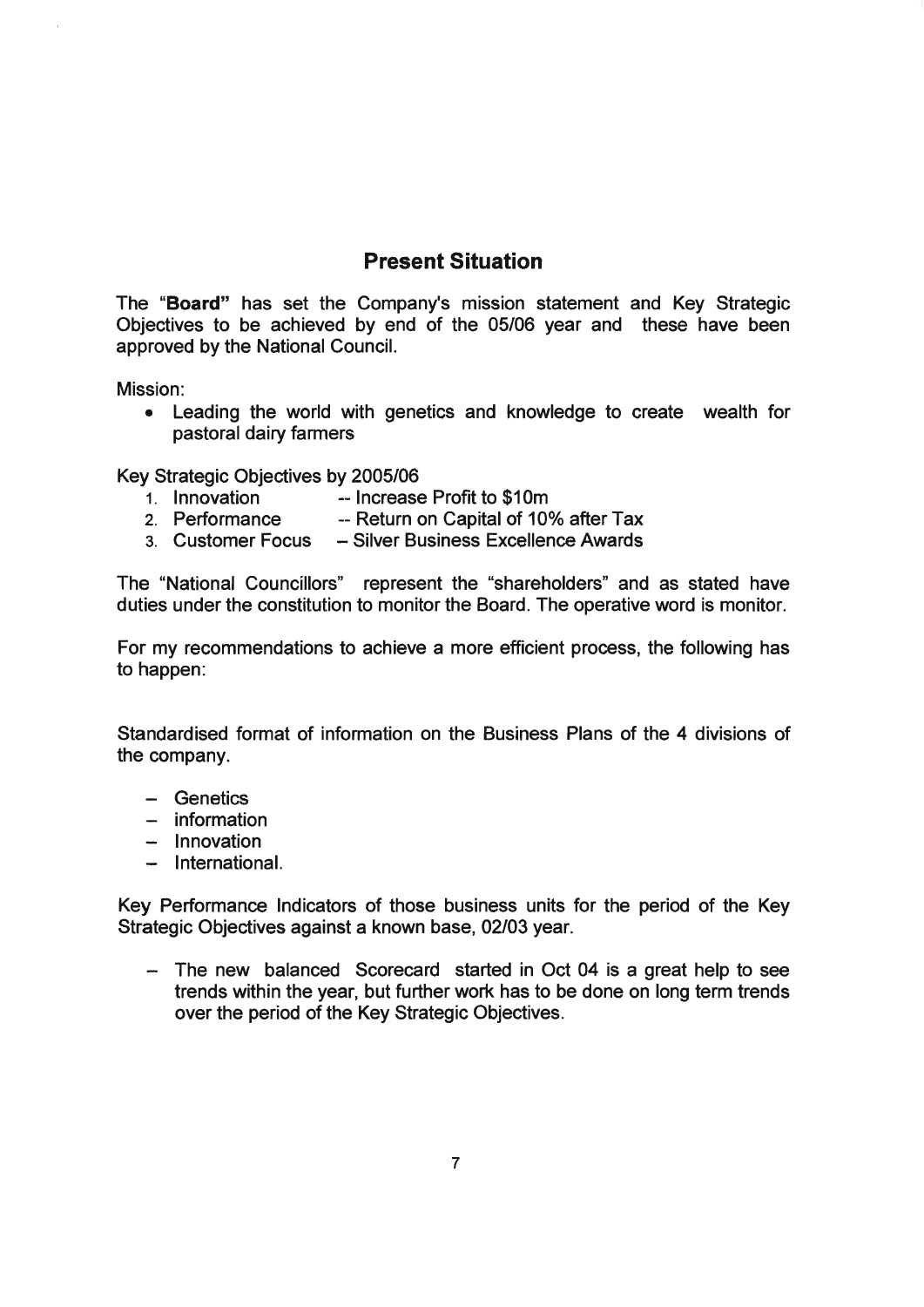## Present Situation

The "**Board**" has set the Company's mission statement and Key Strategic Objectives to be achieved by end of the 05/06 year and these have been approved by the National Council.

Mission:

- Leading the world with genetics and knowledge to create wealth for pastoral dairy farmers

Key Strategic Objectives by 2005/06

1. Innovation -- Increase Profit to $10m
2. Performance -- Return on Capital of 10% after Tax
3. Customer Focus – Silver Business Excellence Awards

The "National Councillors" represent the "shareholders" and as stated have duties under the constitution to monitor the Board. The operative word is monitor.

For my recommendations to achieve a more efficient process, the following has to happen:

Standardised format of information on the Business Plans of the 4 divisions of the company.

- Genetics
- information
- Innovation
- International.

Key Performance Indicators of those business units for the period of the Key Strategic Objectives against a known base, 02/03 year.

- The new balanced Scorecard started in Oct 04 is a great help to see trends within the year, but further work has to be done on long term trends over the period of the Key Strategic Objectives.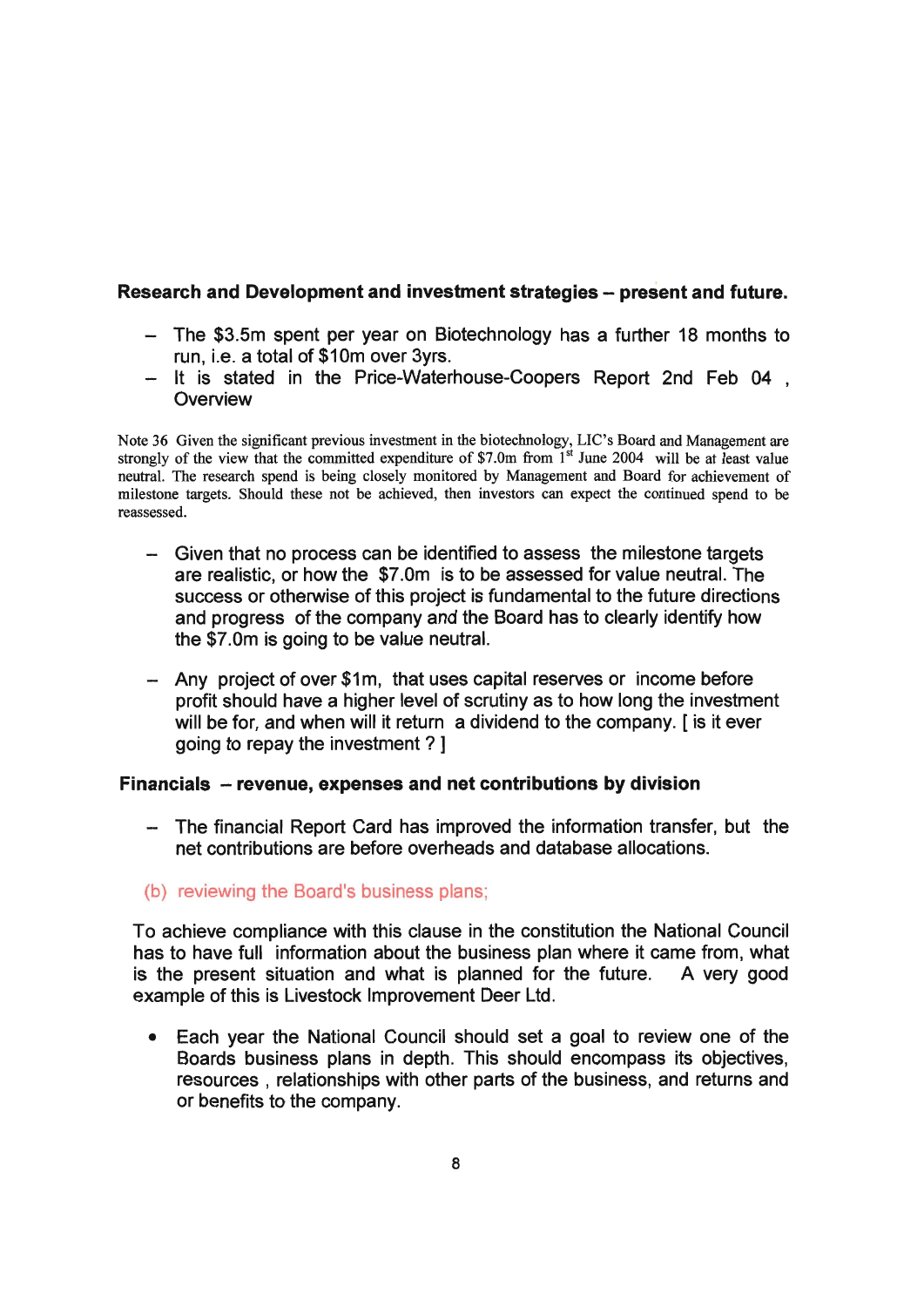**Research and Development and investment strategies – present and future.**

- The $3.5m spent per year on Biotechnology has a further 18 months to run, i.e. a total of $10m over 3yrs.
- It is stated in the Price-Waterhouse-Coopers Report 2nd Feb 04 , Overview

Note 36 Given the significant previous investment in the biotechnology, LIC's Board and Management are strongly of the view that the committed expenditure of $7.0m from 1st June 2004 will be at least value neutral. The research spend is being closely monitored by Management and Board for achievement of milestone targets. Should these not be achieved, then investors can expect the continued spend to be reassessed.

- Given that no process can be identified to assess the milestone targets are realistic, or how the $7.0m is to be assessed for value neutral. The success or otherwise of this project is fundamental to the future directions and progress of the company and the Board has to clearly identify how the $7.0m is going to be value neutral.

- Any project of over $1m, that uses capital reserves or income before profit should have a higher level of scrutiny as to how long the investment will be for, and when will it return a dividend to the company. [ is it ever going to repay the investment ? ]

**Financials – revenue, expenses and net contributions by division**

- The financial Report Card has improved the information transfer, but the net contributions are before overheads and database allocations.

(b) reviewing the Board's business plans;

To achieve compliance with this clause in the constitution the National Council has to have full information about the business plan where it came from, what is the present situation and what is planned for the future. A very good example of this is Livestock Improvement Deer Ltd.

- Each year the National Council should set a goal to review one of the Boards business plans in depth. This should encompass its objectives, resources , relationships with other parts of the business, and returns and or benefits to the company.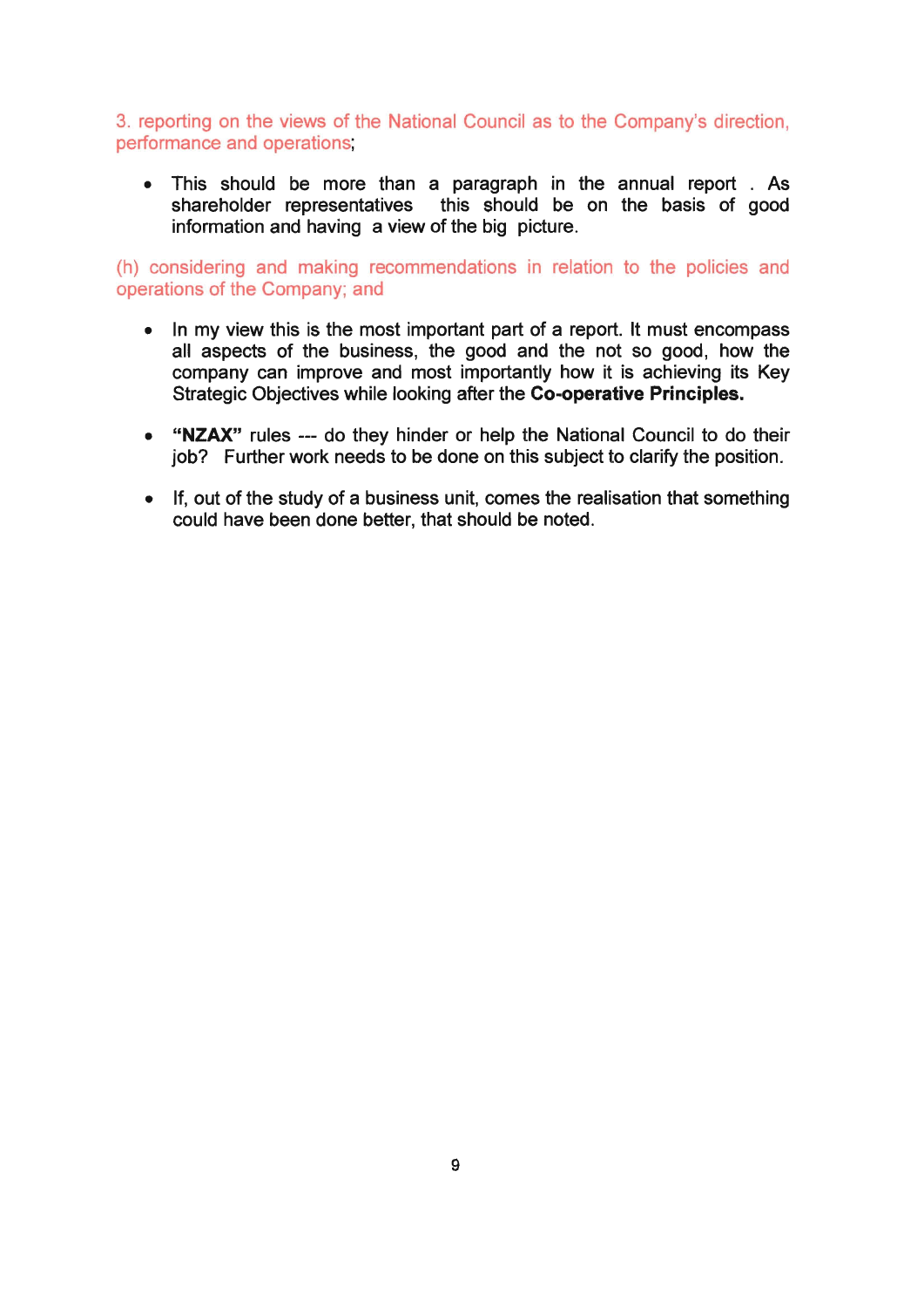3. reporting on the views of the National Council as to the Company's direction, performance and operations;

- This should be more than a paragraph in the annual report . As shareholder representatives this should be on the basis of good information and having a view of the big picture.

(h) considering and making recommendations in relation to the policies and operations of the Company; and

- In my view this is the most important part of a report. It must encompass all aspects of the business, the good and the not so good, how the company can improve and most importantly how it is achieving its Key Strategic Objectives while looking after the **Co-operative Principles.**

- **"NZAX"** rules --- do they hinder or help the National Council to do their job? Further work needs to be done on this subject to clarify the position.

- If, out of the study of a business unit, comes the realisation that something could have been done better, that should be noted.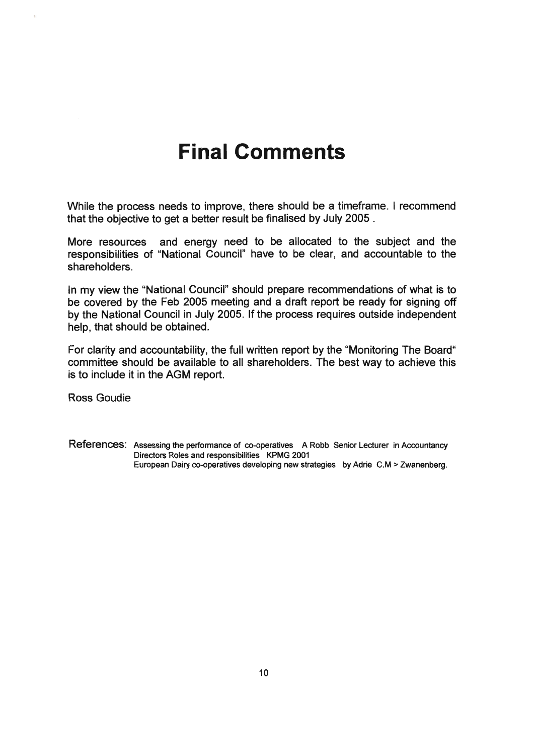# Final Comments

While the process needs to improve, there should be a timeframe. I recommend that the objective to get a better result be finalised by July 2005 .

More resources and energy need to be allocated to the subject and the responsibilities of "National Council" have to be clear, and accountable to the shareholders.

In my view the "National Council" should prepare recommendations of what is to be covered by the Feb 2005 meeting and a draft report be ready for signing off by the National Council in July 2005. If the process requires outside independent help, that should be obtained.

For clarity and accountability, the full written report by the "Monitoring The Board" committee should be available to all shareholders. The best way to achieve this is to include it in the AGM report.

Ross Goudie

References: Assessing the performance of co-operatives A Robb Senior Lecturer in Accountancy
Directors Roles and responsibilities KPMG 2001
European Dairy co-operatives developing new strategies by Adrie C.M > Zwanenberg.